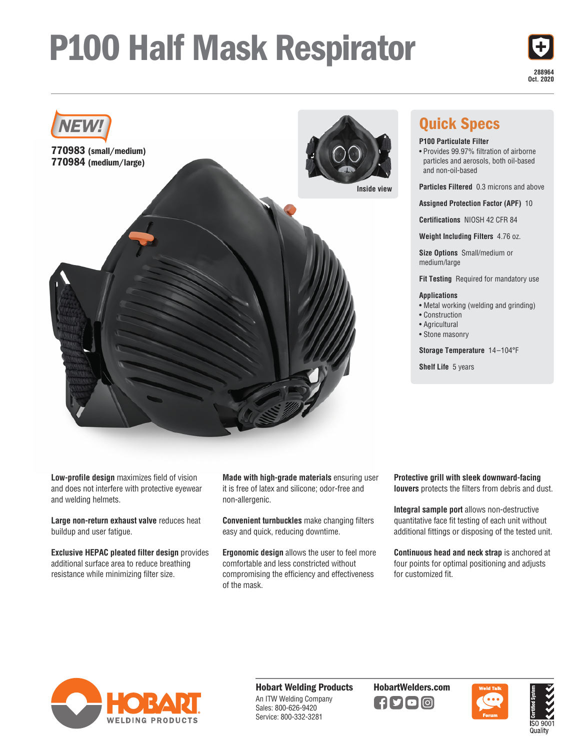# P100 Half Mask Respirator

288964
Oct. 2020

**NEW!**

**770983** (small/medium)
**770984** (medium/large)

Inside view

## Quick Specs

**P100 Particulate Filter**
- Provides 99.97% filtration of airborne particles and aerosols, both oil-based and non-oil-based

**Particles Filtered** 0.3 microns and above

**Assigned Protection Factor (APF)** 10

**Certifications** NIOSH 42 CFR 84

**Weight Including Filters** 4.76 oz.

**Size Options** Small/medium or medium/large

**Fit Testing** Required for mandatory use

**Applications**
- Metal working (welding and grinding)
- Construction
- Agricultural
- Stone masonry

**Storage Temperature** 14–104°F

**Shelf Life** 5 years

**Low-profile design** maximizes field of vision and does not interfere with protective eyewear and welding helmets.

**Large non-return exhaust valve** reduces heat buildup and user fatigue.

**Exclusive HEPAC pleated filter design** provides additional surface area to reduce breathing resistance while minimizing filter size.

**Made with high-grade materials** ensuring user it is free of latex and silicone; odor-free and non-allergenic.

**Convenient turnbuckles** make changing filters easy and quick, reducing downtime.

**Ergonomic design** allows the user to feel more comfortable and less constricted without compromising the efficiency and effectiveness of the mask.

**Protective grill with sleek downward-facing louvers** protects the filters from debris and dust.

**Integral sample port** allows non-destructive quantitative face fit testing of each unit without additional fittings or disposing of the tested unit.

**Continuous head and neck strap** is anchored at four points for optimal positioning and adjusts for customized fit.

HOBART WELDING PRODUCTS

**Hobart Welding Products**
An ITW Welding Company
Sales: 800-626-9420
Service: 800-332-3281

**HobartWelders.com**

Weld Talk Forum

Certified System ISO 9001 Quality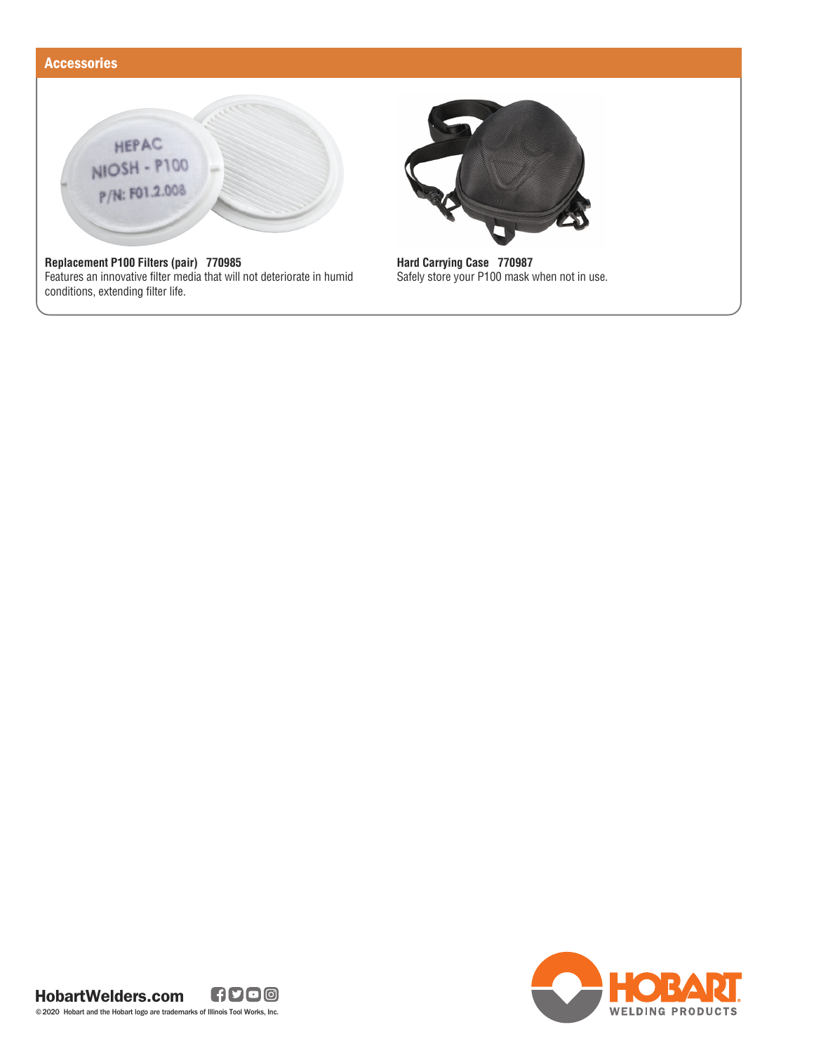## Accessories

**Replacement P100 Filters (pair)   770985**
Features an innovative filter media that will not deteriorate in humid conditions, extending filter life.

**Hard Carrying Case   770987**
Safely store your P100 mask when not in use.

**HobartWelders.com**

© 2020 Hobart and the Hobart logo are trademarks of Illinois Tool Works, Inc.